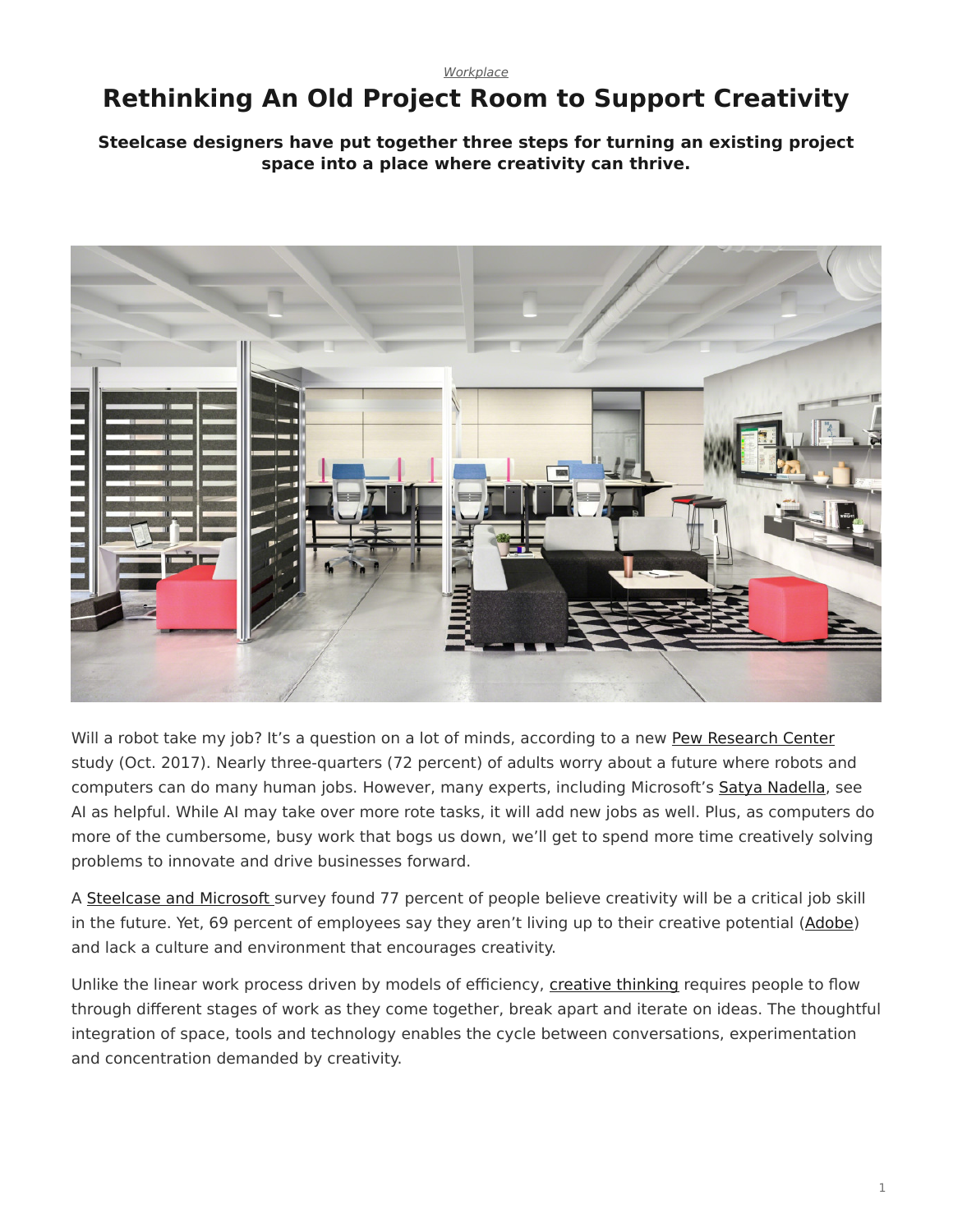*Workplace*

# Rethinking An Old Project Room to Support Creativity

**Steelcase designers have put together three steps for turning an existing project space into a place where creativity can thrive.**

Will a robot take my job? It's a question on a lot of minds, according to a new Pew Research Center study (Oct. 2017). Nearly three-quarters (72 percent) of adults worry about a future where robots and computers can do many human jobs. However, many experts, including Microsoft's Satya Nadella, see AI as helpful. While AI may take over more rote tasks, it will add new jobs as well. Plus, as computers do more of the cumbersome, busy work that bogs us down, we'll get to spend more time creatively solving problems to innovate and drive businesses forward.

A Steelcase and Microsoft survey found 77 percent of people believe creativity will be a critical job skill in the future. Yet, 69 percent of employees say they aren't living up to their creative potential (Adobe) and lack a culture and environment that encourages creativity.

Unlike the linear work process driven by models of efficiency, creative thinking requires people to flow through different stages of work as they come together, break apart and iterate on ideas. The thoughtful integration of space, tools and technology enables the cycle between conversations, experimentation and concentration demanded by creativity.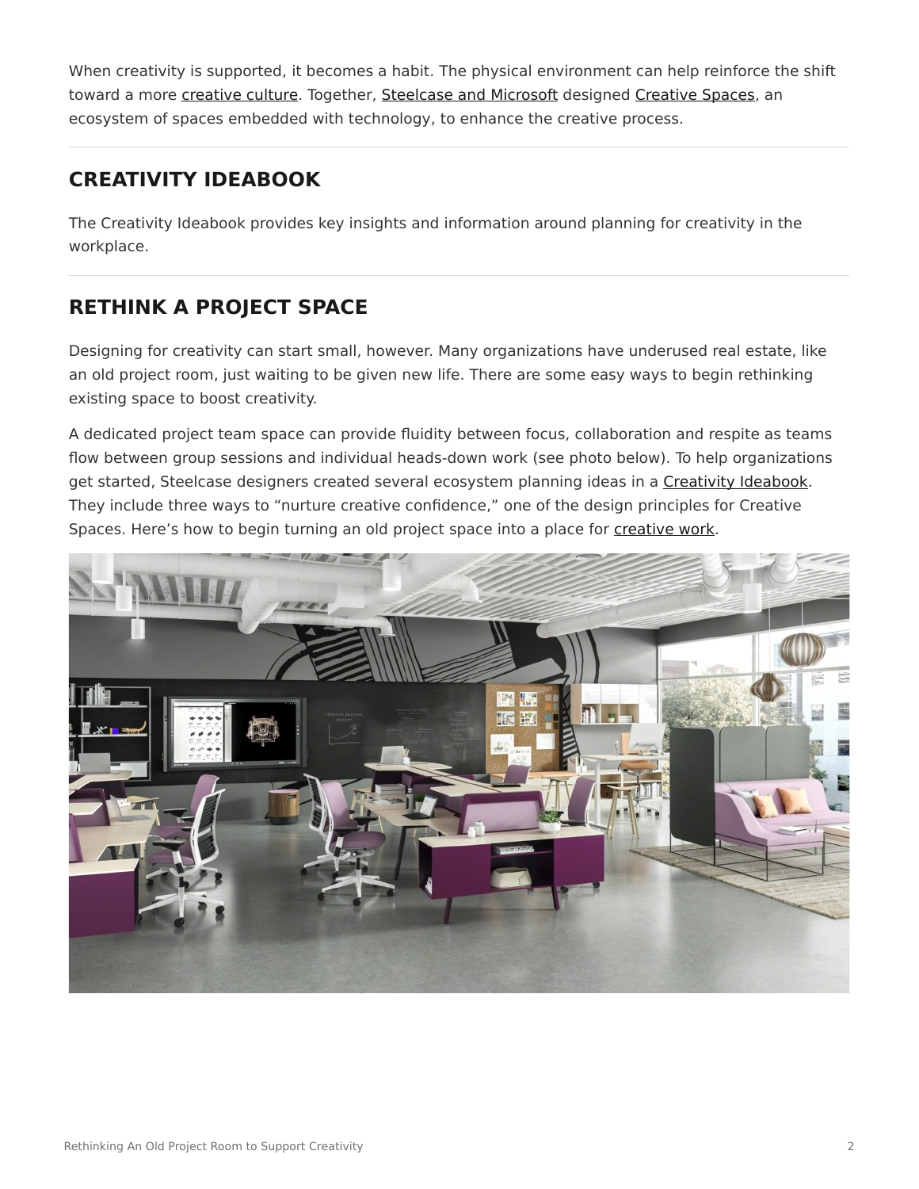When creativity is supported, it becomes a habit. The physical environment can help reinforce the shift toward a more creative culture. Together, Steelcase and Microsoft designed Creative Spaces, an ecosystem of spaces embedded with technology, to enhance the creative process.

## CREATIVITY IDEABOOK

The Creativity Ideabook provides key insights and information around planning for creativity in the workplace.

## RETHINK A PROJECT SPACE

Designing for creativity can start small, however. Many organizations have underused real estate, like an old project room, just waiting to be given new life. There are some easy ways to begin rethinking existing space to boost creativity.

A dedicated project team space can provide fluidity between focus, collaboration and respite as teams flow between group sessions and individual heads-down work (see photo below). To help organizations get started, Steelcase designers created several ecosystem planning ideas in a Creativity Ideabook. They include three ways to “nurture creative confidence,” one of the design principles for Creative Spaces. Here’s how to begin turning an old project space into a place for creative work.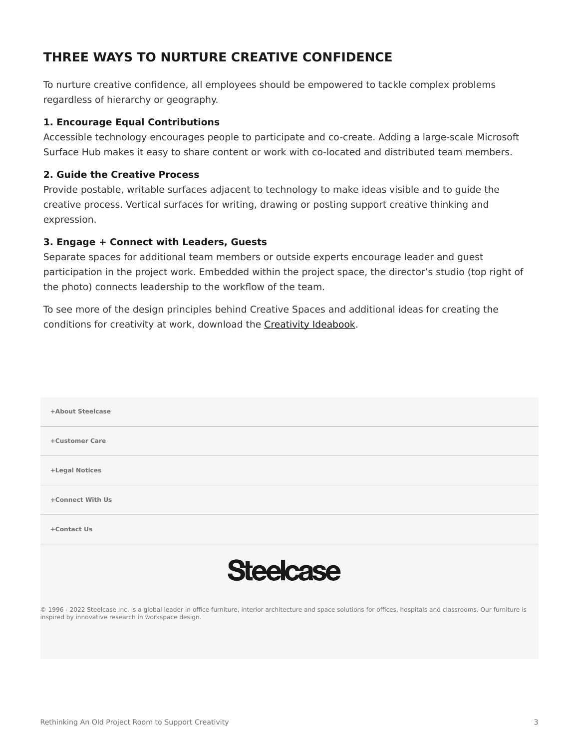## THREE WAYS TO NURTURE CREATIVE CONFIDENCE

To nurture creative confidence, all employees should be empowered to tackle complex problems regardless of hierarchy or geography.

**1. Encourage Equal Contributions**
Accessible technology encourages people to participate and co-create. Adding a large-scale Microsoft Surface Hub makes it easy to share content or work with co-located and distributed team members.

**2. Guide the Creative Process**
Provide postable, writable surfaces adjacent to technology to make ideas visible and to guide the creative process. Vertical surfaces for writing, drawing or posting support creative thinking and expression.

**3. Engage + Connect with Leaders, Guests**
Separate spaces for additional team members or outside experts encourage leader and guest participation in the project work. Embedded within the project space, the director's studio (top right of the photo) connects leadership to the workflow of the team.

To see more of the design principles behind Creative Spaces and additional ideas for creating the conditions for creativity at work, download the Creativity Ideabook.

+About Steelcase

+Customer Care

+Legal Notices

+Connect With Us

+Contact Us

Steelcase

© 1996 - 2022 Steelcase Inc. is a global leader in office furniture, interior architecture and space solutions for offices, hospitals and classrooms. Our furniture is inspired by innovative research in workspace design.